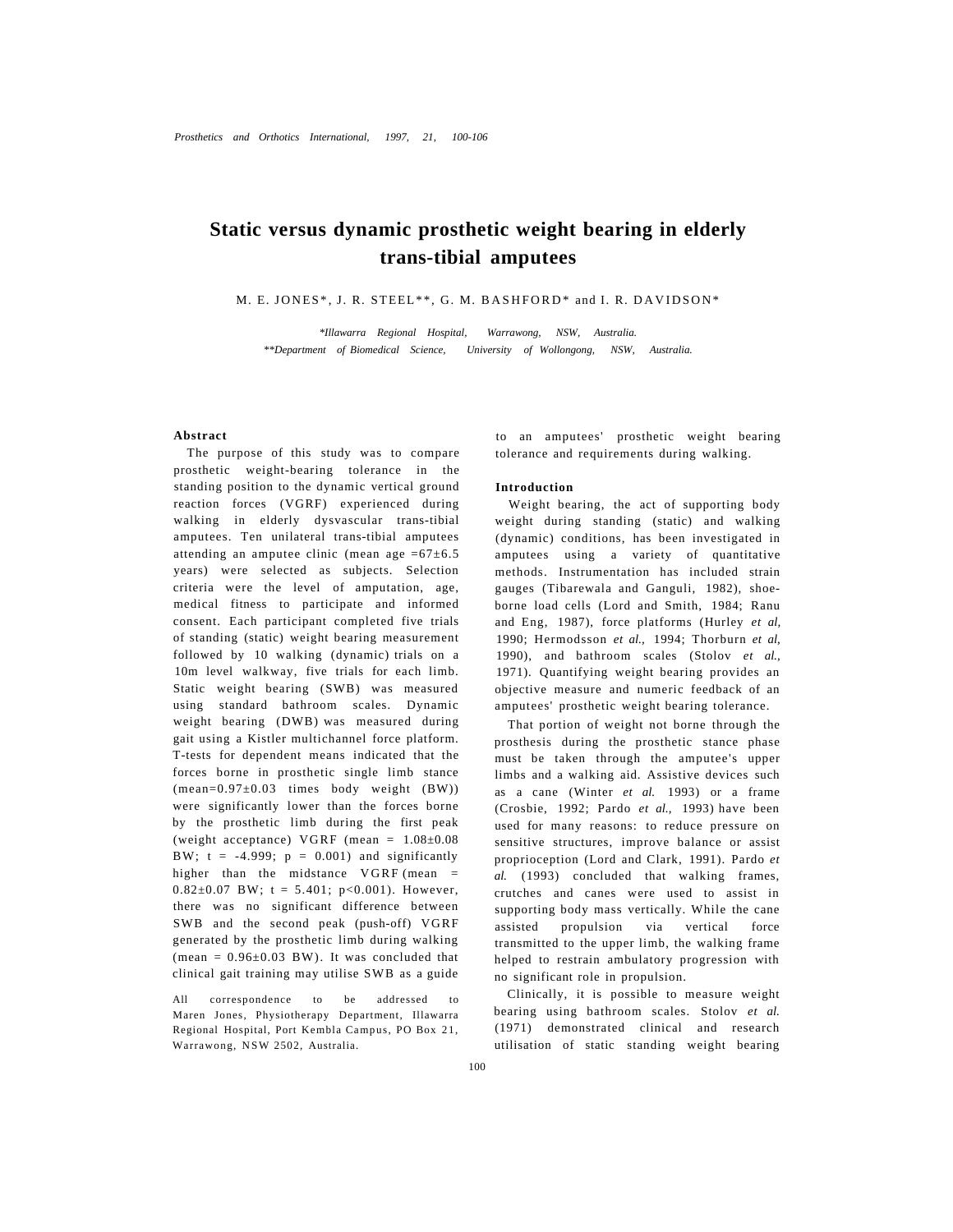# Static versus dynamic prosthetic weight bearing in elderly trans-tibial amputees

M. E. JONES*, J. R. STEEL**, G. M. BASHFORD* and I. R. DAVIDSON*

*\*Illawarra Regional Hospital, Warrawong, NSW, Australia.*
*\*\*Department of Biomedical Science, University of Wollongong, NSW, Australia.*

## Abstract

The purpose of this study was to compare prosthetic weight-bearing tolerance in the standing position to the dynamic vertical ground reaction forces (VGRF) experienced during walking in elderly dysvascular trans-tibial amputees. Ten unilateral trans-tibial amputees attending an amputee clinic (mean age =67±6.5 years) were selected as subjects. Selection criteria were the level of amputation, age, medical fitness to participate and informed consent. Each participant completed five trials of standing (static) weight bearing measurement followed by 10 walking (dynamic) trials on a 10m level walkway, five trials for each limb. Static weight bearing (SWB) was measured using standard bathroom scales. Dynamic weight bearing (DWB) was measured during gait using a Kistler multichannel force platform. T-tests for dependent means indicated that the forces borne in prosthetic single limb stance (mean=0.97±0.03 times body weight (BW)) were significantly lower than the forces borne by the prosthetic limb during the first peak (weight acceptance) VGRF (mean = 1.08±0.08 BW; $t = -4.999$; $p = 0.001$) and significantly higher than the midstance VGRF (mean = 0.82±0.07 BW; $t = 5.401$; $p<0.001$). However, there was no significant difference between SWB and the second peak (push-off) VGRF generated by the prosthetic limb during walking (mean = 0.96±0.03 BW). It was concluded that clinical gait training may utilise SWB as a guide to an amputees' prosthetic weight bearing tolerance and requirements during walking.

All correspondence to be addressed to Maren Jones, Physiotherapy Department, Illawarra Regional Hospital, Port Kembla Campus, PO Box 21, Warrawong, NSW 2502, Australia.

## Introduction

Weight bearing, the act of supporting body weight during standing (static) and walking (dynamic) conditions, has been investigated in amputees using a variety of quantitative methods. Instrumentation has included strain gauges (Tibarewala and Ganguli, 1982), shoe-borne load cells (Lord and Smith, 1984; Ranu and Eng, 1987), force platforms (Hurley *et al,* 1990; Hermodsson *et al.,* 1994; Thorburn *et al,* 1990), and bathroom scales (Stolov *et al.,* 1971). Quantifying weight bearing provides an objective measure and numeric feedback of an amputees' prosthetic weight bearing tolerance.

That portion of weight not borne through the prosthesis during the prosthetic stance phase must be taken through the amputee's upper limbs and a walking aid. Assistive devices such as a cane (Winter *et al.* 1993) or a frame (Crosbie, 1992; Pardo *et al.,* 1993) have been used for many reasons: to reduce pressure on sensitive structures, improve balance or assist proprioception (Lord and Clark, 1991). Pardo *et al.* (1993) concluded that walking frames, crutches and canes were used to assist in supporting body mass vertically. While the cane assisted propulsion via vertical force transmitted to the upper limb, the walking frame helped to restrain ambulatory progression with no significant role in propulsion.

Clinically, it is possible to measure weight bearing using bathroom scales. Stolov *et al.* (1971) demonstrated clinical and research utilisation of static standing weight bearing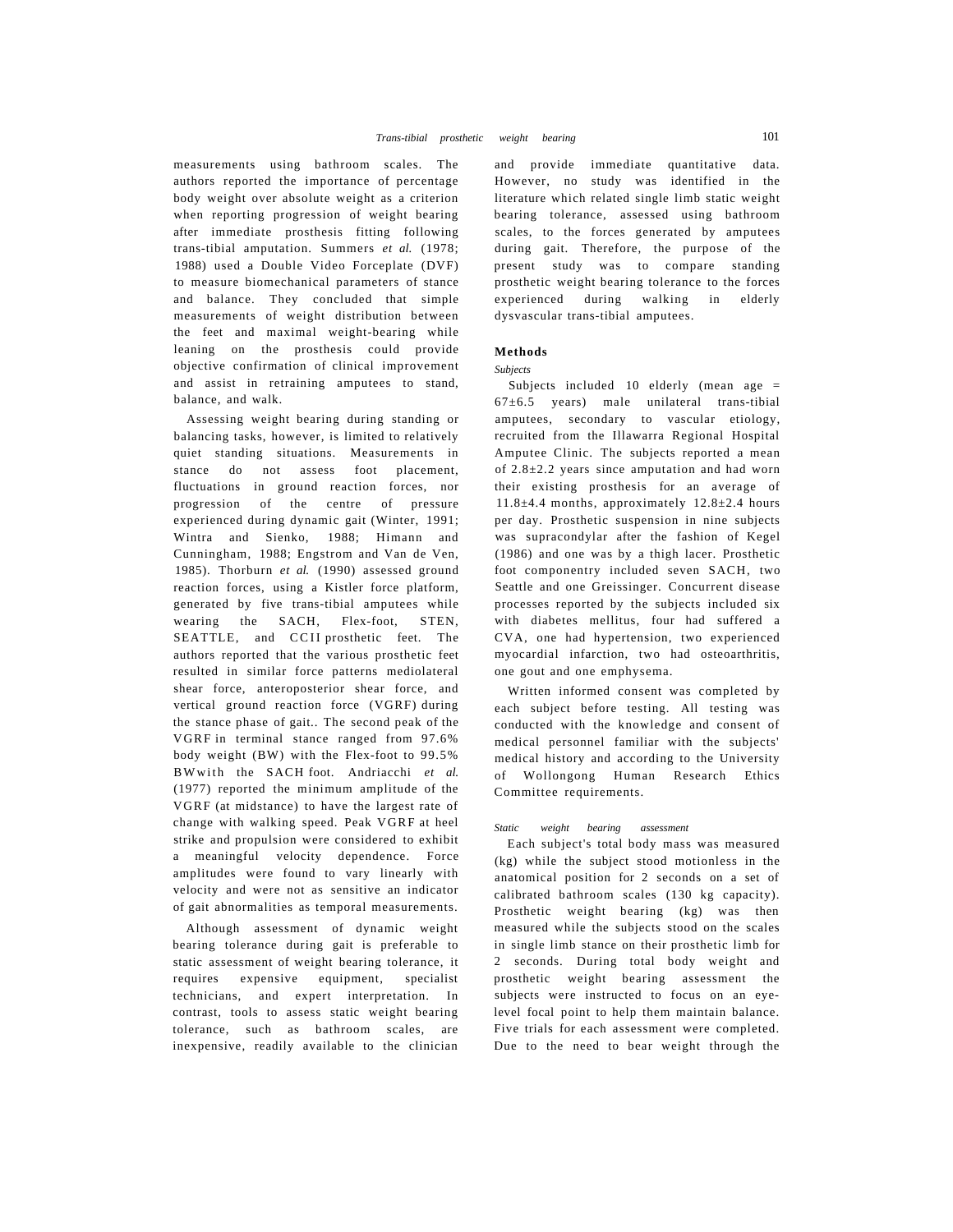measurements using bathroom scales. The authors reported the importance of percentage body weight over absolute weight as a criterion when reporting progression of weight bearing after immediate prosthesis fitting following trans-tibial amputation. Summers *et al.* (1978; 1988) used a Double Video Forceplate (DVF) to measure biomechanical parameters of stance and balance. They concluded that simple measurements of weight distribution between the feet and maximal weight-bearing while leaning on the prosthesis could provide objective confirmation of clinical improvement and assist in retraining amputees to stand, balance, and walk.

Assessing weight bearing during standing or balancing tasks, however, is limited to relatively quiet standing situations. Measurements in stance do not assess foot placement, fluctuations in ground reaction forces, nor progression of the centre of pressure experienced during dynamic gait (Winter, 1991; Wintra and Sienko, 1988; Himann and Cunningham, 1988; Engstrom and Van de Ven, 1985). Thorburn *et al.* (1990) assessed ground reaction forces, using a Kistler force platform, generated by five trans-tibial amputees while wearing the SACH, Flex-foot, STEN, SEATTLE, and CCII prosthetic feet. The authors reported that the various prosthetic feet resulted in similar force patterns mediolateral shear force, anteroposterior shear force, and vertical ground reaction force (VGRF) during the stance phase of gait.. The second peak of the VGRF in terminal stance ranged from 97.6% body weight (BW) with the Flex-foot to 99.5% BWwith the SACH foot. Andriacchi *et al.* (1977) reported the minimum amplitude of the VGRF (at midstance) to have the largest rate of change with walking speed. Peak VGRF at heel strike and propulsion were considered to exhibit a meaningful velocity dependence. Force amplitudes were found to vary linearly with velocity and were not as sensitive an indicator of gait abnormalities as temporal measurements.

Although assessment of dynamic weight bearing tolerance during gait is preferable to static assessment of weight bearing tolerance, it requires expensive equipment, specialist technicians, and expert interpretation. In contrast, tools to assess static weight bearing tolerance, such as bathroom scales, are inexpensive, readily available to the clinician and provide immediate quantitative data. However, no study was identified in the literature which related single limb static weight bearing tolerance, assessed using bathroom scales, to the forces generated by amputees during gait. Therefore, the purpose of the present study was to compare standing prosthetic weight bearing tolerance to the forces experienced during walking in elderly dysvascular trans-tibial amputees.

## Methods

### *Subjects*

Subjects included 10 elderly (mean age = 67±6.5 years) male unilateral trans-tibial amputees, secondary to vascular etiology, recruited from the Illawarra Regional Hospital Amputee Clinic. The subjects reported a mean of 2.8±2.2 years since amputation and had worn their existing prosthesis for an average of 11.8±4.4 months, approximately 12.8±2.4 hours per day. Prosthetic suspension in nine subjects was supracondylar after the fashion of Kegel (1986) and one was by a thigh lacer. Prosthetic foot componentry included seven SACH, two Seattle and one Greissinger. Concurrent disease processes reported by the subjects included six with diabetes mellitus, four had suffered a CVA, one had hypertension, two experienced myocardial infarction, two had osteoarthritis, one gout and one emphysema.

Written informed consent was completed by each subject before testing. All testing was conducted with the knowledge and consent of medical personnel familiar with the subjects' medical history and according to the University of Wollongong Human Research Ethics Committee requirements.

### *Static weight bearing assessment*

Each subject's total body mass was measured (kg) while the subject stood motionless in the anatomical position for 2 seconds on a set of calibrated bathroom scales (130 kg capacity). Prosthetic weight bearing (kg) was then measured while the subjects stood on the scales in single limb stance on their prosthetic limb for 2 seconds. During total body weight and prosthetic weight bearing assessment the subjects were instructed to focus on an eye-level focal point to help them maintain balance. Five trials for each assessment were completed. Due to the need to bear weight through the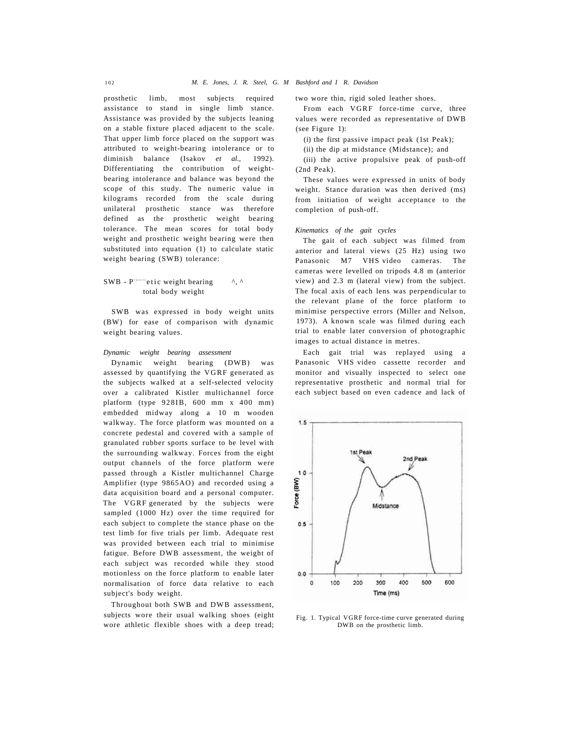prosthetic limb, most subjects required assistance to stand in single limb stance. Assistance was provided by the subjects leaning on a stable fixture placed adjacent to the scale. That upper limb force placed on the support was attributed to weight-bearing intolerance or to diminish balance (Isakov *et al.*, 1992). Differentiating the contribution of weight-bearing intolerance and balance was beyond the scope of this study. The numeric value in kilograms recorded from the scale during unilateral prosthetic stance was therefore defined as the prosthetic weight bearing tolerance. The mean scores for total body weight and prosthetic weight bearing were then substituted into equation (1) to calculate static weight bearing (SWB) tolerance:

$$SWB = \frac{\text{Prosthetic weight bearing}}{\text{total body weight}} \quad (1)$$

SWB was expressed in body weight units (BW) for ease of comparison with dynamic weight bearing values.

*Dynamic weight bearing assessment*

Dynamic weight bearing (DWB) was assessed by quantifying the VGRF generated as the subjects walked at a self-selected velocity over a calibrated Kistler multichannel force platform (type 9281B, 600 mm x 400 mm) embedded midway along a 10 m wooden walkway. The force platform was mounted on a concrete pedestal and covered with a sample of granulated rubber sports surface to be level with the surrounding walkway. Forces from the eight output channels of the force platform were passed through a Kistler multichannel Charge Amplifier (type 9865AO) and recorded using a data acquisition board and a personal computer. The VGRF generated by the subjects were sampled (1000 Hz) over the time required for each subject to complete the stance phase on the test limb for five trials per limb. Adequate rest was provided between each trial to minimise fatigue. Before DWB assessment, the weight of each subject was recorded while they stood motionless on the force platform to enable later normalisation of force data relative to each subject's body weight.

Throughout both SWB and DWB assessment, subjects wore their usual walking shoes (eight wore athletic flexible shoes with a deep tread; two wore thin, rigid soled leather shoes.

From each VGRF force-time curve, three values were recorded as representative of DWB (see Figure 1):

(i) the first passive impact peak (1st Peak);

(ii) the dip at midstance (Midstance); and

(iii) the active propulsive peak of push-off (2nd Peak).

These values were expressed in units of body weight. Stance duration was then derived (ms) from initiation of weight acceptance to the completion of push-off.

*Kinematics of the gait cycles*

The gait of each subject was filmed from anterior and lateral views (25 Hz) using two Panasonic M7 VHS video cameras. The cameras were levelled on tripods 4.8 m (anterior view) and 2.3 m (lateral view) from the subject. The focal axis of each lens was perpendicular to the relevant plane of the force platform to minimise perspective errors (Miller and Nelson, 1973). A known scale was filmed during each trial to enable later conversion of photographic images to actual distance in metres.

Each gait trial was replayed using a Panasonic VHS video cassette recorder and monitor and visually inspected to select one representative prosthetic and normal trial for each subject based on even cadence and lack of

Fig. 1. Typical VGRF force-time curve generated during DWB on the prosthetic limb.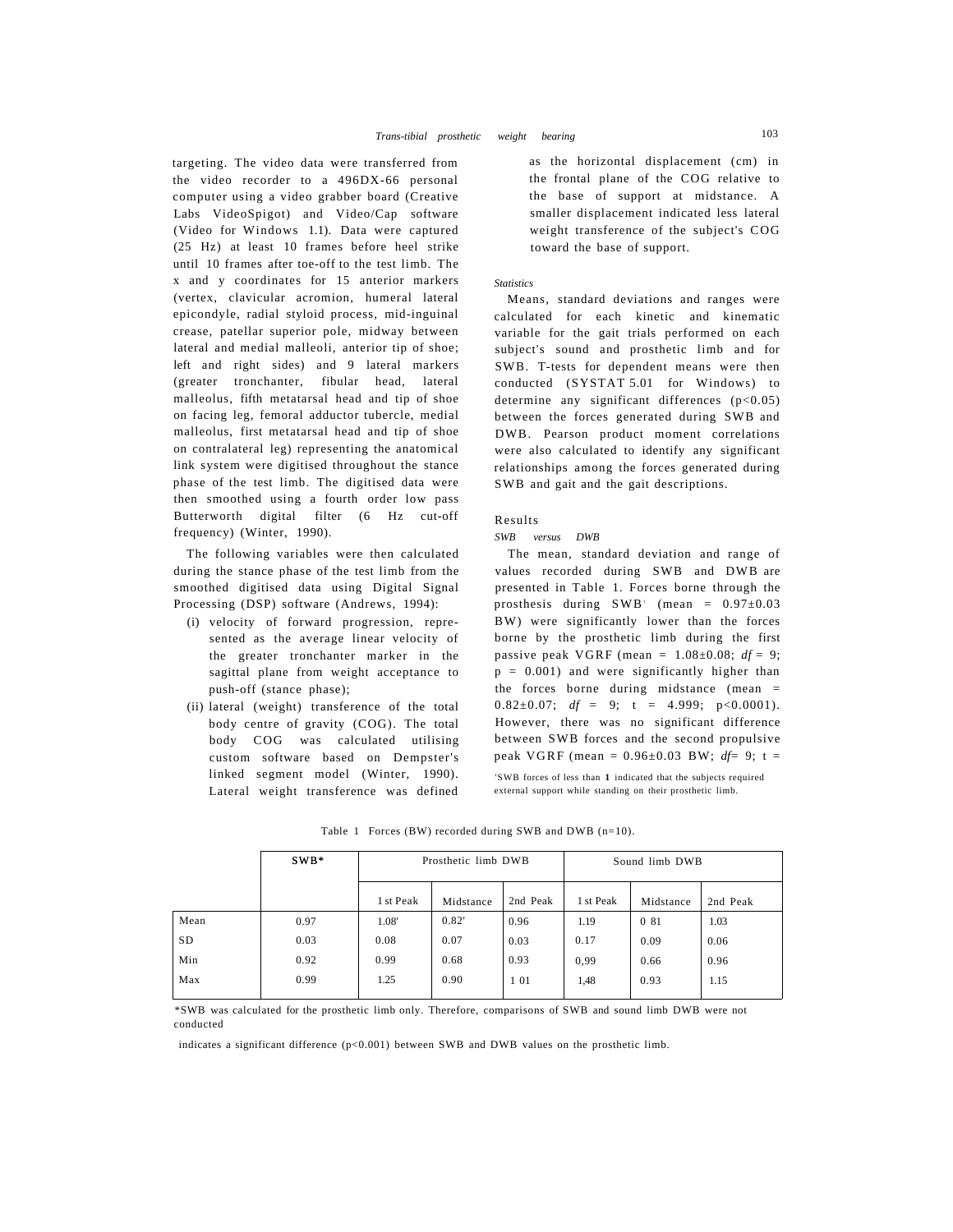targeting. The video data were transferred from the video recorder to a 496DX-66 personal computer using a video grabber board (Creative Labs VideoSpigot) and Video/Cap software (Video for Windows 1.1). Data were captured (25 Hz) at least 10 frames before heel strike until 10 frames after toe-off to the test limb. The x and y coordinates for 15 anterior markers (vertex, clavicular acromion, humeral lateral epicondyle, radial styloid process, mid-inguinal crease, patellar superior pole, midway between lateral and medial malleoli, anterior tip of shoe; left and right sides) and 9 lateral markers (greater tronchanter, fibular head, lateral malleolus, fifth metatarsal head and tip of shoe on facing leg, femoral adductor tubercle, medial malleolus, first metatarsal head and tip of shoe on contralateral leg) representing the anatomical link system were digitised throughout the stance phase of the test limb. The digitised data were then smoothed using a fourth order low pass Butterworth digital filter (6 Hz cut-off frequency) (Winter, 1990).

The following variables were then calculated during the stance phase of the test limb from the smoothed digitised data using Digital Signal Processing (DSP) software (Andrews, 1994):

(i) velocity of forward progression, represented as the average linear velocity of the greater tronchanter marker in the sagittal plane from weight acceptance to push-off (stance phase);

(ii) lateral (weight) transference of the total body centre of gravity (COG). The total body COG was calculated utilising custom software based on Dempster's linked segment model (Winter, 1990). Lateral weight transference was defined as the horizontal displacement (cm) in the frontal plane of the COG relative to the base of support at midstance. A smaller displacement indicated less lateral weight transference of the subject's COG toward the base of support.

### *Statistics*

Means, standard deviations and ranges were calculated for each kinetic and kinematic variable for the gait trials performed on each subject's sound and prosthetic limb and for SWB. T-tests for dependent means were then conducted (SYSTAT 5.01 for Windows) to determine any significant differences ($p<0.05$) between the forces generated during SWB and DWB. Pearson product moment correlations were also calculated to identify any significant relationships among the forces generated during SWB and gait and the gait descriptions.

## Results

### *SWB versus DWB*

The mean, standard deviation and range of values recorded during SWB and DWB are presented in Table 1. Forces borne through the prosthesis during SWB[1] (mean = 0.97±0.03 BW) were significantly lower than the forces borne by the prosthetic limb during the first passive peak VGRF (mean = 1.08±0.08; $df$ = 9; $p$ = 0.001) and were significantly higher than the forces borne during midstance (mean = 0.82±0.07; $df$ = 9; t = 4.999; $p<0.0001$). However, there was no significant difference between SWB forces and the second propulsive peak VGRF (mean = 0.96±0.03 BW; $df$= 9; t =

[1]SWB forces of less than **1** indicated that the subjects required external support while standing on their prosthetic limb.

Table 1 Forces (BW) recorded during SWB and DWB (n=10).

| | **SWB*** | Prosthetic limb DWB | | | Sound limb DWB | | |
|---|---|---|---|---|---|---|---|
| | | 1st Peak | Midstance | 2nd Peak | 1st Peak | Midstance | 2nd Peak |
| Mean | 0.97 | 1.08' | 0.82' | 0.96 | 1.19 | 0 81 | 1.03 |
| SD | 0.03 | 0.08 | 0.07 | 0.03 | 0.17 | 0.09 | 0.06 |
| Min | 0.92 | 0.99 | 0.68 | 0.93 | 0,99 | 0.66 | 0.96 |
| Max | 0.99 | 1.25 | 0.90 | 1 01 | 1,48 | 0.93 | 1.15 |

*SWB was calculated for the prosthetic limb only. Therefore, comparisons of SWB and sound limb DWB were not conducted

indicates a significant difference ($p<0.001$) between SWB and DWB values on the prosthetic limb.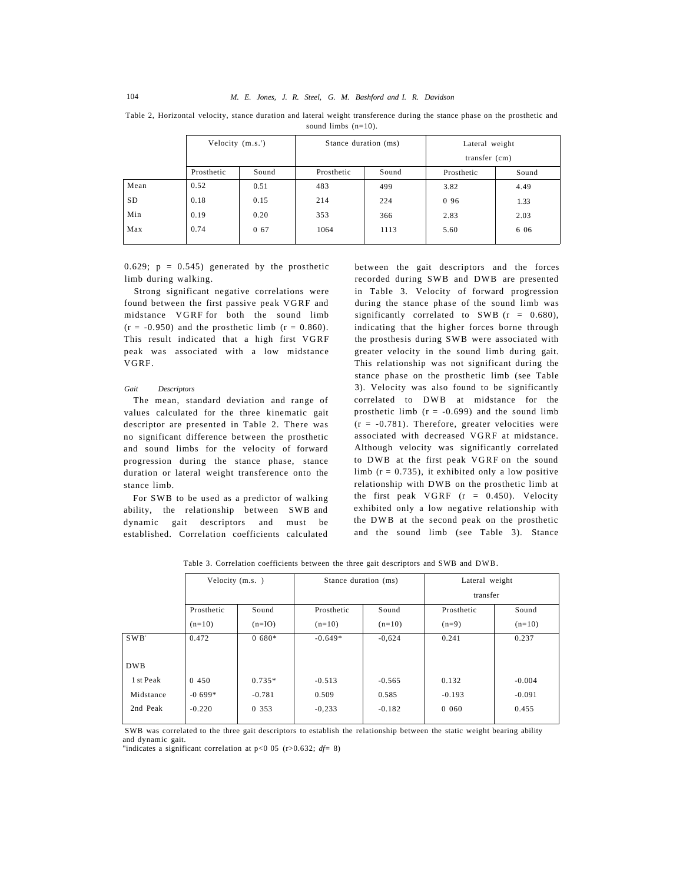Table 2, Horizontal velocity, stance duration and lateral weight transference during the stance phase on the prosthetic and sound limbs (n=10).

| | Velocity (m.s.') | | Stance duration (ms) | | Lateral weight transfer (cm) | |
|---|---|---|---|---|---|---|
| | Prosthetic | Sound | Prosthetic | Sound | Prosthetic | Sound |
| Mean | 0.52 | 0.51 | 483 | 499 | 3.82 | 4.49 |
| SD | 0.18 | 0.15 | 214 | 224 | 0 96 | 1.33 |
| Min | 0.19 | 0.20 | 353 | 366 | 2.83 | 2.03 |
| Max | 0.74 | 0 67 | 1064 | 1113 | 5.60 | 6 06 |

0.629; p = 0.545) generated by the prosthetic limb during walking.

Strong significant negative correlations were found between the first passive peak VGRF and midstance VGRF for both the sound limb (r = -0.950) and the prosthetic limb (r = 0.860). This result indicated that a high first VGRF peak was associated with a low midstance VGRF.

*Gait Descriptors*

The mean, standard deviation and range of values calculated for the three kinematic gait descriptor are presented in Table 2. There was no significant difference between the prosthetic and sound limbs for the velocity of forward progression during the stance phase, stance duration or lateral weight transference onto the stance limb.

For SWB to be used as a predictor of walking ability, the relationship between SWB and dynamic gait descriptors and must be established. Correlation coefficients calculated between the gait descriptors and the forces recorded during SWB and DWB are presented in Table 3. Velocity of forward progression during the stance phase of the sound limb was significantly correlated to SWB (r = 0.680), indicating that the higher forces borne through the prosthesis during SWB were associated with greater velocity in the sound limb during gait. This relationship was not significant during the stance phase on the prosthetic limb (see Table 3). Velocity was also found to be significantly correlated to DWB at midstance for the prosthetic limb (r = -0.699) and the sound limb (r = -0.781). Therefore, greater velocities were associated with decreased VGRF at midstance. Although velocity was significantly correlated to DWB at the first peak VGRF on the sound limb (r = 0.735), it exhibited only a low positive relationship with DWB on the prosthetic limb at the first peak VGRF (r = 0.450). Velocity exhibited only a low negative relationship with the DWB at the second peak on the prosthetic and the sound limb (see Table 3). Stance

Table 3. Correlation coefficients between the three gait descriptors and SWB and DWB.

| | Velocity (m.s. ) | | Stance duration (ms) | | Lateral weight transfer | |
|---|---|---|---|---|---|---|
| | Prosthetic (n=10) | Sound (n=IO) | Prosthetic (n=10) | Sound (n=10) | Prosthetic (n=9) | Sound (n=10) |
| SWB' | 0.472 | 0 680* | -0.649* | -0,624 | 0.241 | 0.237 |
| DWB | | | | | | |
| 1 st Peak | 0 450 | 0.735* | -0.513 | -0.565 | 0.132 | -0.004 |
| Midstance | -0 699* | -0.781 | 0.509 | 0.585 | -0.193 | -0.091 |
| 2nd Peak | -0.220 | 0 353 | -0,233 | -0.182 | 0 060 | 0.455 |

SWB was correlated to the three gait descriptors to establish the relationship between the static weight bearing ability and dynamic gait.
"indicates a significant correlation at p<0 05 (r>0.632; *df*= 8)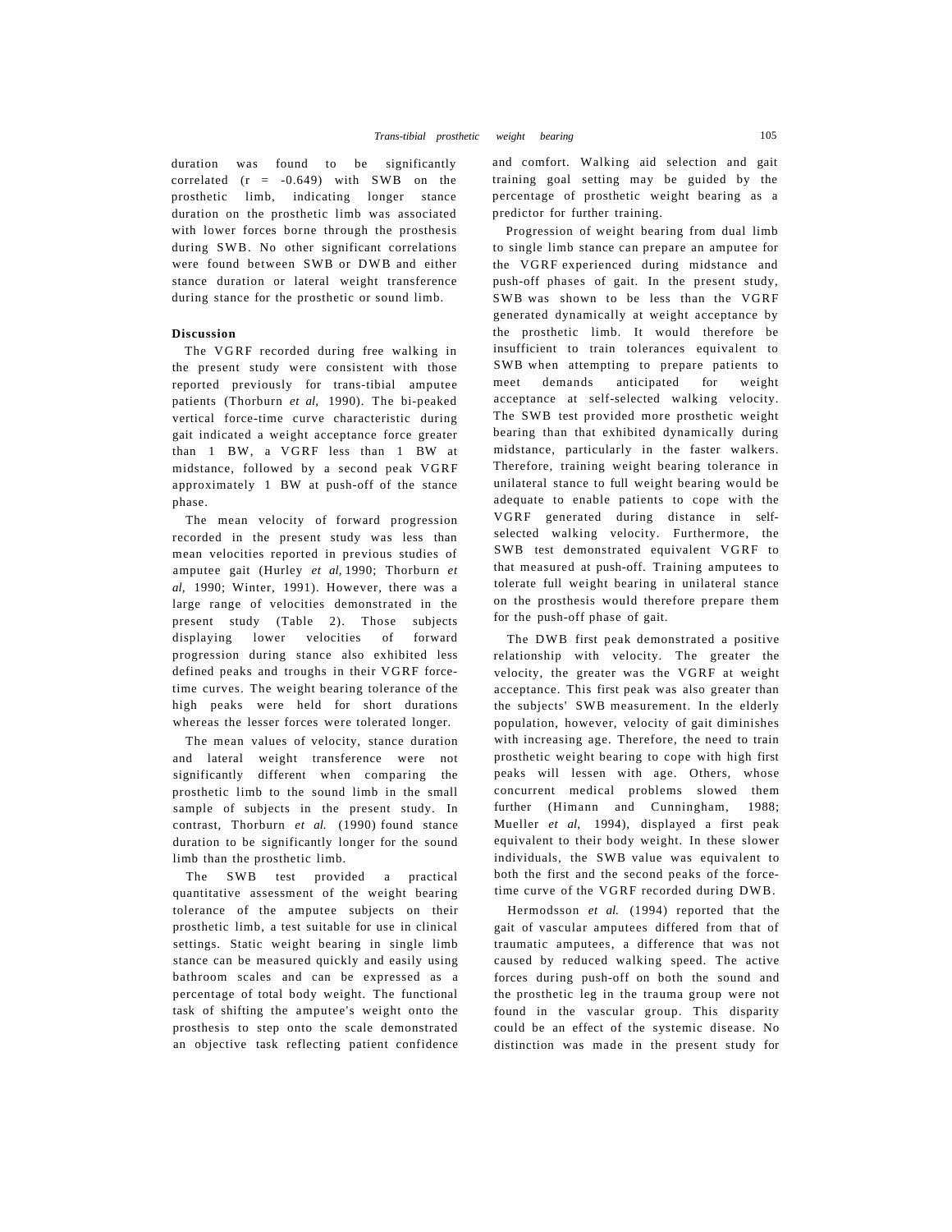duration was found to be significantly correlated (r = -0.649) with SWB on the prosthetic limb, indicating longer stance duration on the prosthetic limb was associated with lower forces borne through the prosthesis during SWB. No other significant correlations were found between SWB or DWB and either stance duration or lateral weight transference during stance for the prosthetic or sound limb.

## Discussion

The VGRF recorded during free walking in the present study were consistent with those reported previously for trans-tibial amputee patients (Thorburn *et al*, 1990). The bi-peaked vertical force-time curve characteristic during gait indicated a weight acceptance force greater than 1 BW, a VGRF less than 1 BW at midstance, followed by a second peak VGRF approximately 1 BW at push-off of the stance phase.

The mean velocity of forward progression recorded in the present study was less than mean velocities reported in previous studies of amputee gait (Hurley *et al*, 1990; Thorburn *et al*, 1990; Winter, 1991). However, there was a large range of velocities demonstrated in the present study (Table 2). Those subjects displaying lower velocities of forward progression during stance also exhibited less defined peaks and troughs in their VGRF force-time curves. The weight bearing tolerance of the high peaks were held for short durations whereas the lesser forces were tolerated longer.

The mean values of velocity, stance duration and lateral weight transference were not significantly different when comparing the prosthetic limb to the sound limb in the small sample of subjects in the present study. In contrast, Thorburn *et al.* (1990) found stance duration to be significantly longer for the sound limb than the prosthetic limb.

The SWB test provided a practical quantitative assessment of the weight bearing tolerance of the amputee subjects on their prosthetic limb, a test suitable for use in clinical settings. Static weight bearing in single limb stance can be measured quickly and easily using bathroom scales and can be expressed as a percentage of total body weight. The functional task of shifting the amputee's weight onto the prosthesis to step onto the scale demonstrated an objective task reflecting patient confidence and comfort. Walking aid selection and gait training goal setting may be guided by the percentage of prosthetic weight bearing as a predictor for further training.

Progression of weight bearing from dual limb to single limb stance can prepare an amputee for the VGRF experienced during midstance and push-off phases of gait. In the present study, SWB was shown to be less than the VGRF generated dynamically at weight acceptance by the prosthetic limb. It would therefore be insufficient to train tolerances equivalent to SWB when attempting to prepare patients to meet demands anticipated for weight acceptance at self-selected walking velocity. The SWB test provided more prosthetic weight bearing than that exhibited dynamically during midstance, particularly in the faster walkers. Therefore, training weight bearing tolerance in unilateral stance to full weight bearing would be adequate to enable patients to cope with the VGRF generated during distance in self-selected walking velocity. Furthermore, the SWB test demonstrated equivalent VGRF to that measured at push-off. Training amputees to tolerate full weight bearing in unilateral stance on the prosthesis would therefore prepare them for the push-off phase of gait.

The DWB first peak demonstrated a positive relationship with velocity. The greater the velocity, the greater was the VGRF at weight acceptance. This first peak was also greater than the subjects' SWB measurement. In the elderly population, however, velocity of gait diminishes with increasing age. Therefore, the need to train prosthetic weight bearing to cope with high first peaks will lessen with age. Others, whose concurrent medical problems slowed them further (Himann and Cunningham, 1988; Mueller *et al*, 1994), displayed a first peak equivalent to their body weight. In these slower individuals, the SWB value was equivalent to both the first and the second peaks of the force-time curve of the VGRF recorded during DWB.

Hermodsson *et al.* (1994) reported that the gait of vascular amputees differed from that of traumatic amputees, a difference that was not caused by reduced walking speed. The active forces during push-off on both the sound and the prosthetic leg in the trauma group were not found in the vascular group. This disparity could be an effect of the systemic disease. No distinction was made in the present study for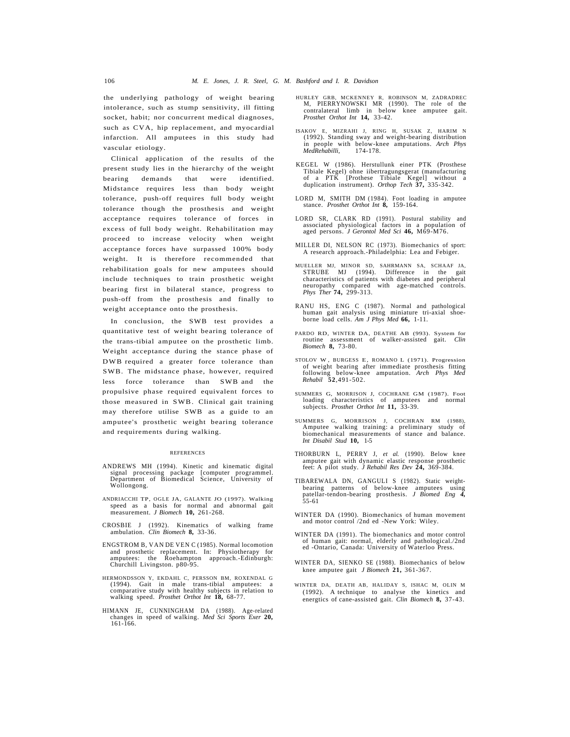the underlying pathology of weight bearing intolerance, such as stump sensitivity, ill fitting socket, habit; nor concurrent medical diagnoses, such as CVA, hip replacement, and myocardial infarction. All amputees in this study had vascular etiology.

Clinical application of the results of the present study lies in the hierarchy of the weight bearing demands that were identified. Midstance requires less than body weight tolerance, push-off requires full body weight tolerance though the prosthesis and weight acceptance requires tolerance of forces in excess of full body weight. Rehabilitation may proceed to increase velocity when weight acceptance forces have surpassed 100% body weight. It is therefore recommended that rehabilitation goals for new amputees should include techniques to train prosthetic weight bearing first in bilateral stance, progress to push-off from the prosthesis and finally to weight acceptance onto the prosthesis.

In conclusion, the SWB test provides a quantitative test of weight bearing tolerance of the trans-tibial amputee on the prosthetic limb. Weight acceptance during the stance phase of DWB required a greater force tolerance than SWB. The midstance phase, however, required less force tolerance than SWB and the propulsive phase required equivalent forces to those measured in SWB. Clinical gait training may therefore utilise SWB as a guide to an amputee's prosthetic weight bearing tolerance and requirements during walking.

## REFERENCES

ANDREWS MH (1994). Kinetic and kinematic digital signal processing package [computer programmel. Department of Biomedical Science, University of Wollongong.

ANDRIACCHI TP, OGLE JA, GALANTE JO (1997). Walking speed as a basis for normal and abnormal gait measurement. *J Biomech* **10,** 261-268.

CROSBIE J (1992). Kinematics of walking frame ambulation. *Clin Biomech* **8,** 33-36.

ENGSTROM B, VAN DE VEN C (1985). Normal locomotion and prosthetic replacement. In: Physiotherapy for amputees: the Roehampton approach.-Edinburgh: Churchill Livingston. p80-95.

HERMONDSSON Y, EKDAHL C, PERSSON BM, ROXENDAL G (1994). Gait in male trans-tibial amputees: a comparative study with healthy subjects in relation to walking speed. *Prosthet Orthot Int* **18,** 68-77.

HIMANN JE, CUNNINGHAM DA (1988). Age-related changes in speed of walking. *Med Sci Sports Exer* **20,** 161-166.

HURLEY GRB, MCKENNEY R, ROBINSON M, ZADRADREC M, PIERRYNOWSKI MR (1990). The role of the contralateral limb in below knee amputee gait. *Prosthet Orthot Int* **14,** 33-42.

ISAKOV E, MIZRAHI J, RING H, SUSAK Z, HARIM N (1992). Standing sway and weight-bearing distribution in people with below-knee amputations. *Arch Phys MedRehabilli,* 174-178.

KEGEL W (1986). Herstullunk einer PTK (Prosthese Tibiale Kegel) ohne iibertragungsgerat (manufacturing of a PTK [Prothese Tibiale Kegel] without a duplication instrument). *Orthop Tech* **37,** 335-342.

LORD M, SMITH DM (1984). Foot loading in amputee stance. *Prosthet Orthot Int* **8,** 159-164.

LORD SR, CLARK RD (1991). Postural stability and associated physiological factors in a population of aged persons. *J Gerontol Med Sci* **46,** M69-M76.

MILLER DI, NELSON RC (1973). Biomechanics of sport: A research approach.-Philadelphia: Lea and Febiger.

MUELLER MJ, MINOR SD, SAHRMANN SA, SCHAAF JA, STRUBE MJ (1994). Difference in the gait characteristics of patients with diabetes and peripheral neuropathy compared with age-matched controls. *Phys Ther* **74,** 299-313.

RANU HS, ENG C (1987). Normal and pathological human gait analysis using miniature tri-axial shoe-borne load cells. *Am J Phys Med* **66,** 1-11.

PARDO RD, WINTER DA, DEATHE AB (993). System for routine assessment of walker-assisted gait. *Clin Biomech* **8,** 73-80.

STOLOV W, BURGESS E, ROMANO L (1971). Progression of weight bearing after immediate prosthesis fitting following below-knee amputation. *Arch Phys Med Rehabil* **52**,491-502.

SUMMERS G, MORRISON J, COCHRANE GM (1987). Foot loading characteristics of amputees and normal subjects. *Prosthet Orthot Int* **11,** 33-39.

SUMMERS G, MORRISON J, COCHRAN RM (1988), Amputee walking training: a preliminary study of biomechanical measurements of stance and balance. *Int Disabil Stud* **10,** 1-5

THORBURN L, PERRY J, *et al.* (1990). Below knee amputee gait with dynamic elastic response prosthetic feet: A pilot study. *J Rehabil Res Dev* **24,** 369-384.

TIBAREWALA DN, GANGULI S (1982). Static weight-bearing patterns of below-knee amputees using patellar-tendon-bearing prosthesis. *J Biomed Eng* **4,** 55-61

WINTER DA (1990). Biomechanics of human movement and motor control /2nd ed -New York: Wiley.

WINTER DA (1991). The biomechanics and motor control of human gait: normal, elderly and pathological./2nd ed -Ontario, Canada: University of Waterloo Press.

WINTER DA, SIENKO SE (1988). Biomechanics of below knee amputee gait *J Biomech* **21,** 361-367.

WINTER DA, DEATH AB, HALIDAY S, ISHAC M, OLIN M (1992). A technique to analyse the kinetics and energtics of cane-assisted gait. *Clin Biomech* **8,** 37-43.